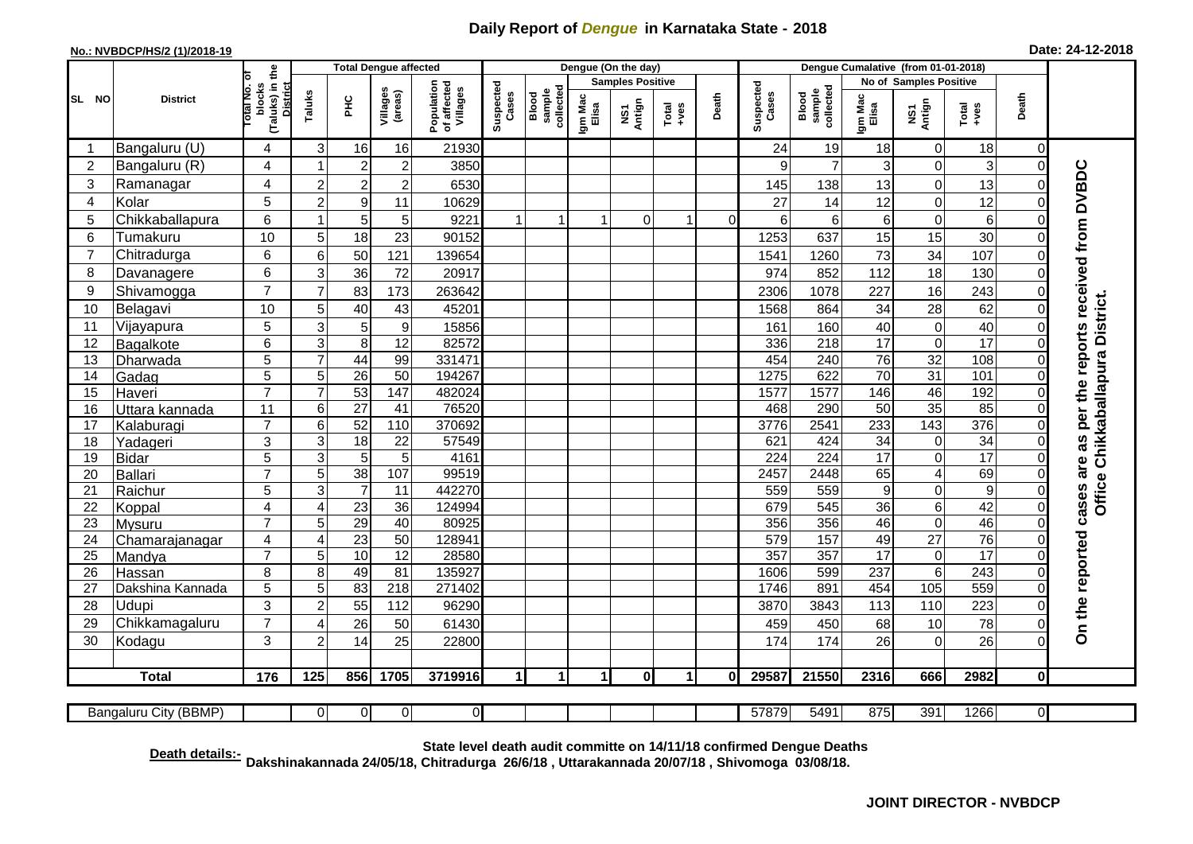# Daily Report of *Dengue* in Karnataka State - 2018

**No.: NVBDCP/HS/2 (1)/2018-19**

**Date: 24-12-2018**

| SL NO | District | Total No. of blocks (Taluks) in the District | Total Dengue affected | | | | Dengue (On the day) | | | | | | | Dengue Cumalative (from 01-01-2018) | | | | | | | |
|---|---|---|---|---|---|---|---|---|---|---|---|---|---|---|---|---|---|---|---|---|
| | | | Taluks | PHC | Villages (areas) | Population of affected Villages | Suspected Cases | Blood sample collected | Samples Positive | | | Death | Suspected Cases | Blood sample collected | No of Samples Positive | | | Death | |
| | | | | | | | | | Igm Mac Elisa | NS1 Antign | Total +ves | | | | Igm Mac Elisa | NS1 Antign | Total +ves | | |
| 1 | Bangaluru (U) | 4 | 3 | 16 | 16 | 21930 | | | | | | | 24 | 19 | 18 | 0 | 18 | 0 | On the reported cases are as per the reports received from DVBDC Office Chikkaballapura District. |
| 2 | Bangaluru (R) | 4 | 1 | 2 | 2 | 3850 | | | | | | | 9 | 7 | 3 | 0 | 3 | 0 | |
| 3 | Ramanagar | 4 | 2 | 2 | 2 | 6530 | | | | | | | 145 | 138 | 13 | 0 | 13 | 0 | |
| 4 | Kolar | 5 | 2 | 9 | 11 | 10629 | | | | | | | 27 | 14 | 12 | 0 | 12 | 0 | |
| 5 | Chikkaballapura | 6 | 1 | 5 | 5 | 9221 | 1 | 1 | 1 | 0 | 1 | 0 | 6 | 6 | 6 | 0 | 6 | 0 | |
| 6 | Tumakuru | 10 | 5 | 18 | 23 | 90152 | | | | | | | 1253 | 637 | 15 | 15 | 30 | 0 | |
| 7 | Chitradurga | 6 | 6 | 50 | 121 | 139654 | | | | | | | 1541 | 1260 | 73 | 34 | 107 | 0 | |
| 8 | Davanagere | 6 | 3 | 36 | 72 | 20917 | | | | | | | 974 | 852 | 112 | 18 | 130 | 0 | |
| 9 | Shivamogga | 7 | 7 | 83 | 173 | 263642 | | | | | | | 2306 | 1078 | 227 | 16 | 243 | 0 | |
| 10 | Belagavi | 10 | 5 | 40 | 43 | 45201 | | | | | | | 1568 | 864 | 34 | 28 | 62 | 0 | |
| 11 | Vijayapura | 5 | 3 | 5 | 9 | 15856 | | | | | | | 161 | 160 | 40 | 0 | 40 | 0 | |
| 12 | Bagalkote | 6 | 3 | 8 | 12 | 82572 | | | | | | | 336 | 218 | 17 | 0 | 17 | 0 | |
| 13 | Dharwada | 5 | 7 | 44 | 99 | 331471 | | | | | | | 454 | 240 | 76 | 32 | 108 | 0 | |
| 14 | Gadag | 5 | 5 | 26 | 50 | 194267 | | | | | | | 1275 | 622 | 70 | 31 | 101 | 0 | |
| 15 | Haveri | 7 | 7 | 53 | 147 | 482024 | | | | | | | 1577 | 1577 | 146 | 46 | 192 | 0 | |
| 16 | Uttara kannada | 11 | 6 | 27 | 41 | 76520 | | | | | | | 468 | 290 | 50 | 35 | 85 | 0 | |
| 17 | Kalaburagi | 7 | 6 | 52 | 110 | 370692 | | | | | | | 3776 | 2541 | 233 | 143 | 376 | 0 | |
| 18 | Yadageri | 3 | 3 | 18 | 22 | 57549 | | | | | | | 621 | 424 | 34 | 0 | 34 | 0 | |
| 19 | Bidar | 5 | 3 | 5 | 5 | 4161 | | | | | | | 224 | 224 | 17 | 0 | 17 | 0 | |
| 20 | Ballari | 7 | 5 | 38 | 107 | 99519 | | | | | | | 2457 | 2448 | 65 | 4 | 69 | 0 | |
| 21 | Raichur | 5 | 3 | 7 | 11 | 442270 | | | | | | | 559 | 559 | 9 | 0 | 9 | 0 | |
| 22 | Koppal | 4 | 4 | 23 | 36 | 124994 | | | | | | | 679 | 545 | 36 | 6 | 42 | 0 | |
| 23 | Mysuru | 7 | 5 | 29 | 40 | 80925 | | | | | | | 356 | 356 | 46 | 0 | 46 | 0 | |
| 24 | Chamarajanagar | 4 | 4 | 23 | 50 | 128941 | | | | | | | 579 | 157 | 49 | 27 | 76 | 0 | |
| 25 | Mandya | 7 | 5 | 10 | 12 | 28580 | | | | | | | 357 | 357 | 17 | 0 | 17 | 0 | |
| 26 | Hassan | 8 | 8 | 49 | 81 | 135927 | | | | | | | 1606 | 599 | 237 | 6 | 243 | 0 | |
| 27 | Dakshina Kannada | 5 | 5 | 83 | 218 | 271402 | | | | | | | 1746 | 891 | 454 | 105 | 559 | 0 | |
| 28 | Udupi | 3 | 2 | 55 | 112 | 96290 | | | | | | | 3870 | 3843 | 113 | 110 | 223 | 0 | |
| 29 | Chikkamagaluru | 7 | 4 | 26 | 50 | 61430 | | | | | | | 459 | 450 | 68 | 10 | 78 | 0 | |
| 30 | Kodagu | 3 | 2 | 14 | 25 | 22800 | | | | | | | 174 | 174 | 26 | 0 | 26 | 0 | |
| | **Total** | **176** | **125** | **856** | **1705** | **3719916** | **1** | **1** | **1** | **0** | **1** | **0** | **29587** | **21550** | **2316** | **666** | **2982** | **0** | |

| Bangaluru City (BBMP) | | 0 | 0 | 0 | 0 | | | | | | | 57879 | 5491 | 875 | 391 | 1266 | 0 |
|---|---|---|---|---|---|---|---|---|---|---|---|---|---|---|---|---|---|

**Death details:-** **State level death audit committe on 14/11/18 confirmed Dengue Deaths Dakshinakannada 24/05/18, Chitradurga 26/6/18 , Uttarakannada 20/07/18 , Shivomoga 03/08/18.**

**JOINT DIRECTOR - NVBDCP**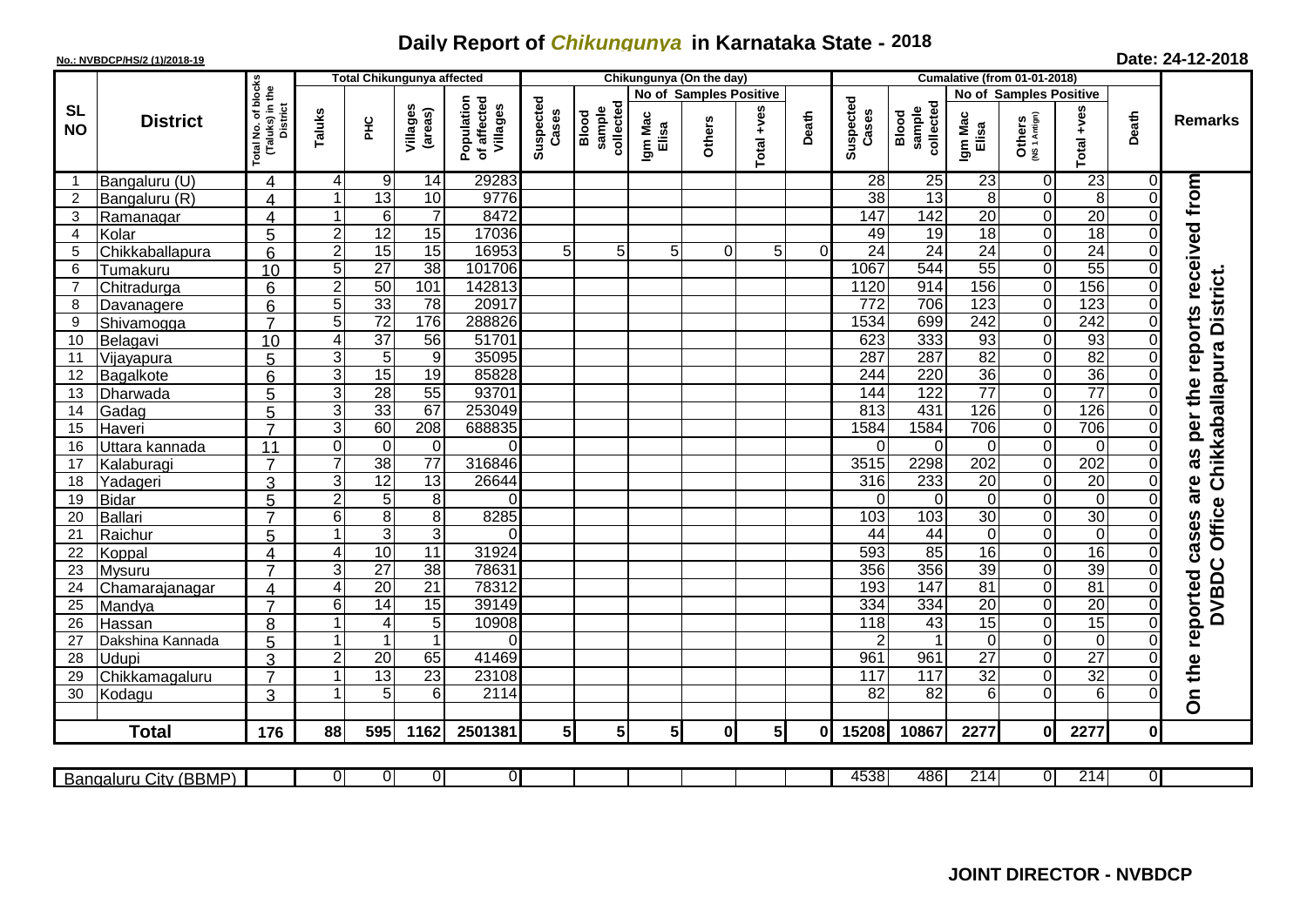# Daily Report of *Chikungunya* in Karnataka State - 2018

**No.: NVBDCP/HS/2 (1)/2018-19**

**Date: 24-12-2018**

| SL NO | District | Total No. of blocks (Taluks) in the District | Total Chikungunya affected | | | | Chikungunya (On the day) | | | | | | | Cumalative (from 01-01-2018) | | | | | | | Remarks |
|---|---|---|---|---|---|---|---|---|---|---|---|---|---|---|---|---|---|---|---|---|---|
| | | | Taluks | PHC | Villages (areas) | Population of affected Villages | Suspected Cases | Blood sample collected | No of Samples Positive | | | Death | Suspected Cases | Blood sample collected | No of Samples Positive | | | Death | |
| | | | | | | | | | Igm Mac Elisa | Others | Total +ves | | | | Igm Mac Elisa | Others (NS 1 Antign) | Total +ves | | |
| 1 | Bangaluru (U) | 4 | 4 | 9 | 14 | 29283 | | | | | | | 28 | 25 | 23 | 0 | 23 | 0 | On the reported cases are as per the reports received from DVBDC Office Chikkaballapura District. |
| 2 | Bangaluru (R) | 4 | 1 | 13 | 10 | 9776 | | | | | | | 38 | 13 | 8 | 0 | 8 | 0 | |
| 3 | Ramanagar | 4 | 1 | 6 | 7 | 8472 | | | | | | | 147 | 142 | 20 | 0 | 20 | 0 | |
| 4 | Kolar | 5 | 2 | 12 | 15 | 17036 | | | | | | | 49 | 19 | 18 | 0 | 18 | 0 | |
| 5 | Chikkaballapura | 6 | 2 | 15 | 15 | 16953 | 5 | 5 | 5 | 0 | 5 | 0 | 24 | 24 | 24 | 0 | 24 | 0 | |
| 6 | Tumakuru | 10 | 5 | 27 | 38 | 101706 | | | | | | | 1067 | 544 | 55 | 0 | 55 | 0 | |
| 7 | Chitradurga | 6 | 2 | 50 | 101 | 142813 | | | | | | | 1120 | 914 | 156 | 0 | 156 | 0 | |
| 8 | Davanagere | 6 | 5 | 33 | 78 | 20917 | | | | | | | 772 | 706 | 123 | 0 | 123 | 0 | |
| 9 | Shivamogga | 7 | 5 | 72 | 176 | 288826 | | | | | | | 1534 | 699 | 242 | 0 | 242 | 0 | |
| 10 | Belagavi | 10 | 4 | 37 | 56 | 51701 | | | | | | | 623 | 333 | 93 | 0 | 93 | 0 | |
| 11 | Vijayapura | 5 | 3 | 5 | 9 | 35095 | | | | | | | 287 | 287 | 82 | 0 | 82 | 0 | |
| 12 | Bagalkote | 6 | 3 | 15 | 19 | 85828 | | | | | | | 244 | 220 | 36 | 0 | 36 | 0 | |
| 13 | Dharwada | 5 | 3 | 28 | 55 | 93701 | | | | | | | 144 | 122 | 77 | 0 | 77 | 0 | |
| 14 | Gadag | 5 | 3 | 33 | 67 | 253049 | | | | | | | 813 | 431 | 126 | 0 | 126 | 0 | |
| 15 | Haveri | 7 | 3 | 60 | 208 | 688835 | | | | | | | 1584 | 1584 | 706 | 0 | 706 | 0 | |
| 16 | Uttara kannada | 11 | 0 | 0 | 0 | 0 | | | | | | | 0 | 0 | 0 | 0 | 0 | 0 | |
| 17 | Kalaburagi | 7 | 7 | 38 | 77 | 316846 | | | | | | | 3515 | 2298 | 202 | 0 | 202 | 0 | |
| 18 | Yadageri | 3 | 3 | 12 | 13 | 26644 | | | | | | | 316 | 233 | 20 | 0 | 20 | 0 | |
| 19 | Bidar | 5 | 2 | 5 | 8 | 0 | | | | | | | 0 | 0 | 0 | 0 | 0 | 0 | |
| 20 | Ballari | 7 | 6 | 8 | 8 | 8285 | | | | | | | 103 | 103 | 30 | 0 | 30 | 0 | |
| 21 | Raichur | 5 | 1 | 3 | 3 | 0 | | | | | | | 44 | 44 | 0 | 0 | 0 | 0 | |
| 22 | Koppal | 4 | 4 | 10 | 11 | 31924 | | | | | | | 593 | 85 | 16 | 0 | 16 | 0 | |
| 23 | Mysuru | 7 | 3 | 27 | 38 | 78631 | | | | | | | 356 | 356 | 39 | 0 | 39 | 0 | |
| 24 | Chamarajanagar | 4 | 4 | 20 | 21 | 78312 | | | | | | | 193 | 147 | 81 | 0 | 81 | 0 | |
| 25 | Mandya | 7 | 6 | 14 | 15 | 39149 | | | | | | | 334 | 334 | 20 | 0 | 20 | 0 | |
| 26 | Hassan | 8 | 1 | 4 | 5 | 10908 | | | | | | | 118 | 43 | 15 | 0 | 15 | 0 | |
| 27 | Dakshina Kannada | 5 | 1 | 1 | 1 | 0 | | | | | | | 2 | 1 | 0 | 0 | 0 | 0 | |
| 28 | Udupi | 3 | 2 | 20 | 65 | 41469 | | | | | | | 961 | 961 | 27 | 0 | 27 | 0 | |
| 29 | Chikkamagaluru | 7 | 1 | 13 | 23 | 23108 | | | | | | | 117 | 117 | 32 | 0 | 32 | 0 | |
| 30 | Kodagu | 3 | 1 | 5 | 6 | 2114 | | | | | | | 82 | 82 | 6 | 0 | 6 | 0 | |
| | **Total** | **176** | **88** | **595** | **1162** | **2501381** | **5** | **5** | **5** | **0** | **5** | **0** | **15208** | **10867** | **2277** | **0** | **2277** | **0** | |

| | | | | | | | | | | | | | | | | | | | |
|---|---|---|---|---|---|---|---|---|---|---|---|---|---|---|---|---|---|---|---|
| Bangaluru City (BBMP) | | 0 | 0 | 0 | 0 | | | | | | | 4538 | 486 | 214 | 0 | 214 | 0 | |

**JOINT DIRECTOR - NVBDCP**